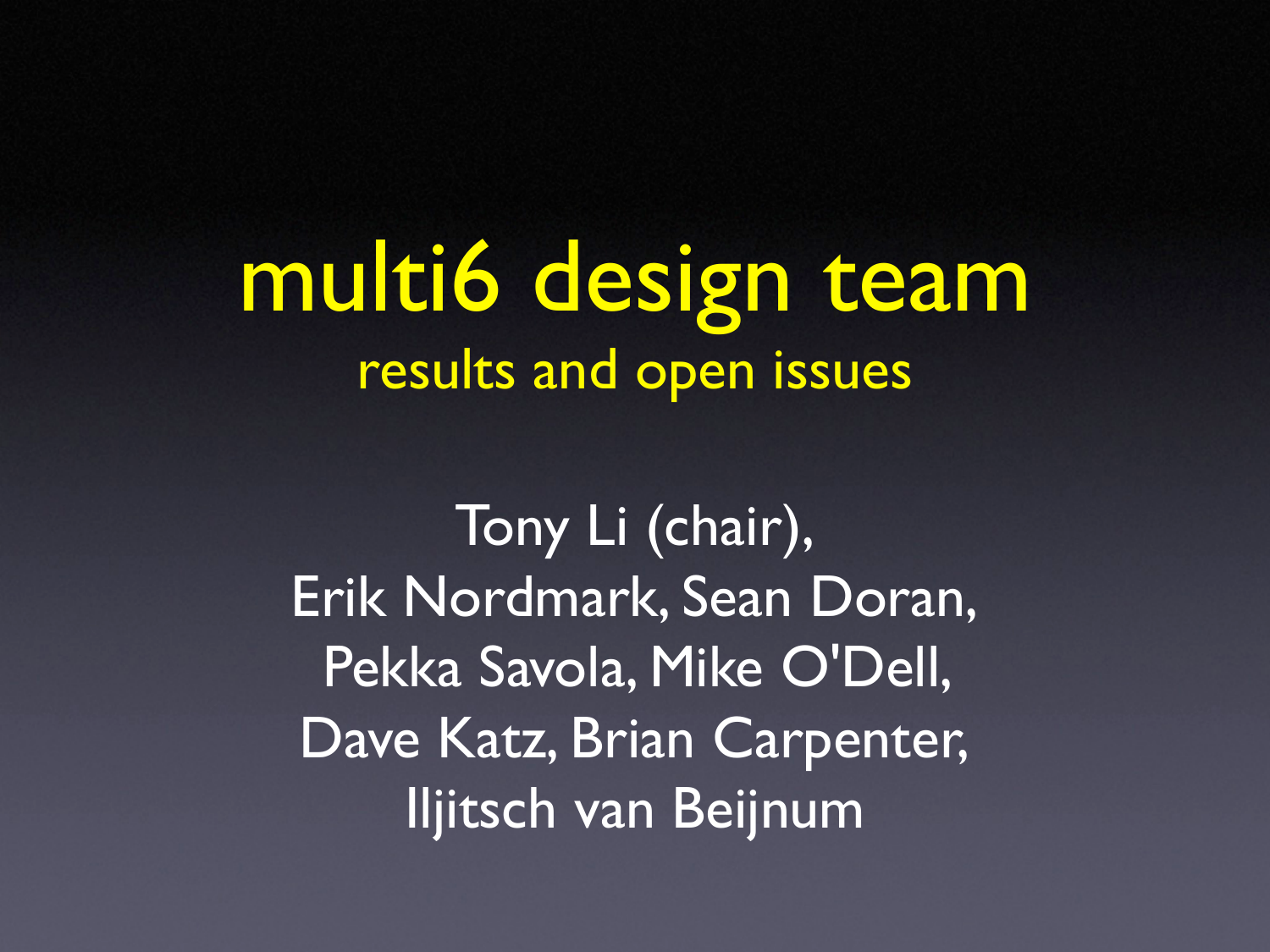# multi6 design team

## results and open issues

Tony Li (chair),
Erik Nordmark, Sean Doran,
Pekka Savola, Mike O'Dell,
Dave Katz, Brian Carpenter,
Iljitsch van Beijnum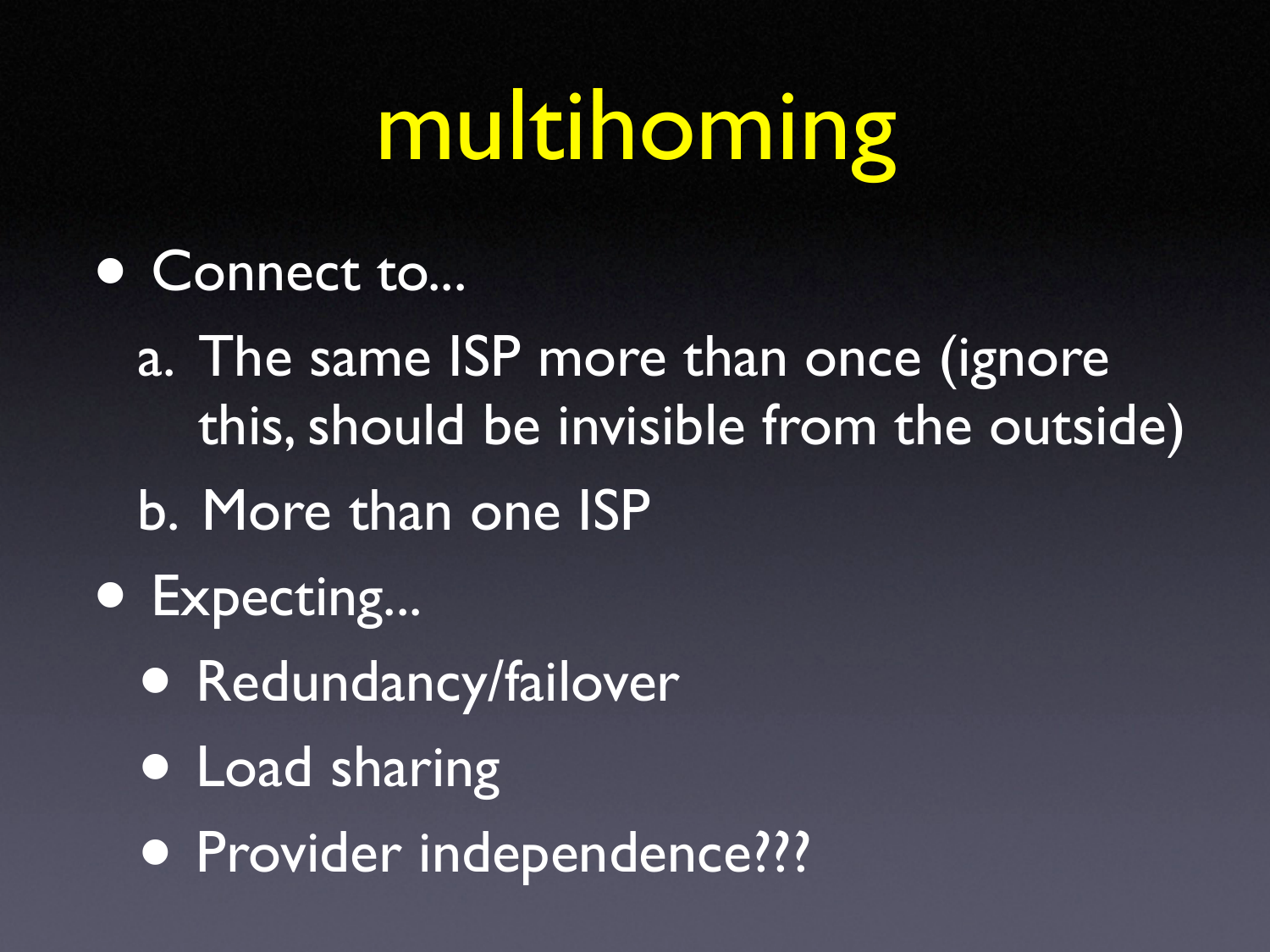# multihoming

- Connect to...
  a. The same ISP more than once (ignore this, should be invisible from the outside)
  b. More than one ISP
- Expecting...
  - Redundancy/failover
  - Load sharing
  - Provider independence???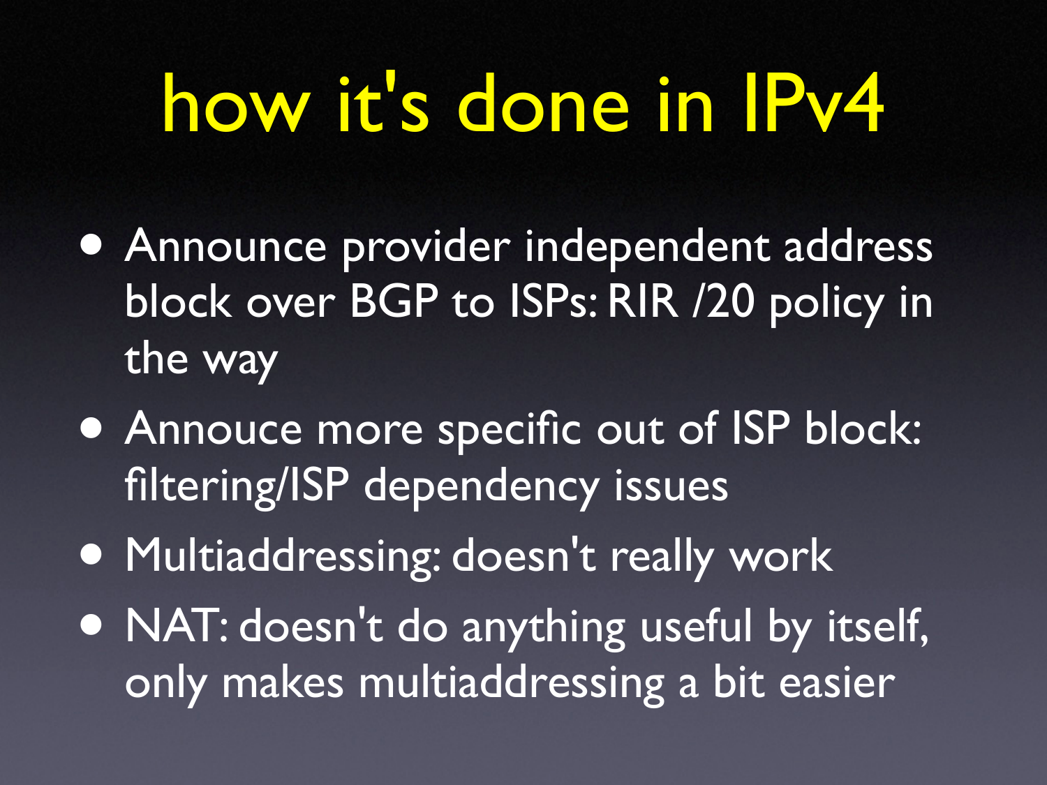# how it's done in IPv4

- Announce provider independent address block over BGP to ISPs: RIR /20 policy in the way
- Annouce more specific out of ISP block: filtering/ISP dependency issues
- Multiaddressing: doesn't really work
- NAT: doesn't do anything useful by itself, only makes multiaddressing a bit easier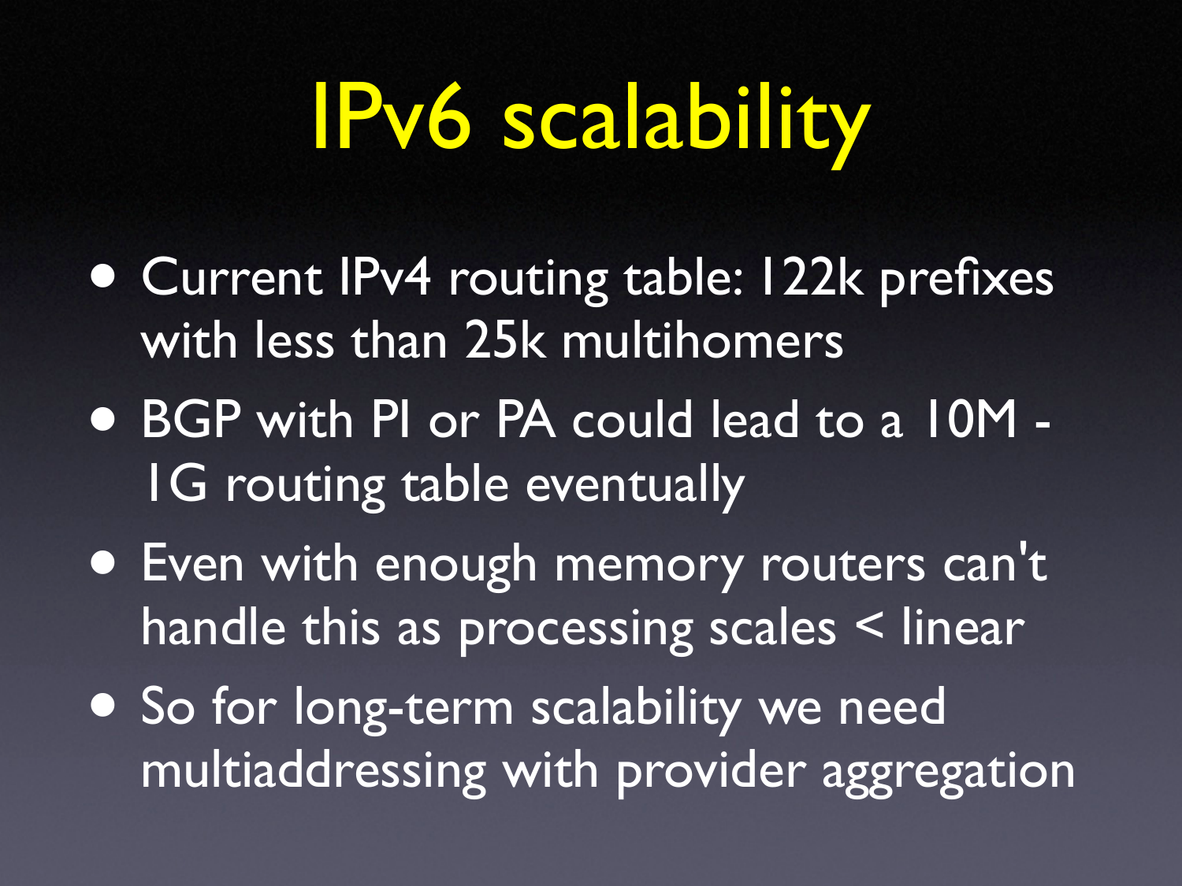# IPv6 scalability

- Current IPv4 routing table: 122k prefixes with less than 25k multihomers
- BGP with PI or PA could lead to a 10M - 1G routing table eventually
- Even with enough memory routers can't handle this as processing scales < linear
- So for long-term scalability we need multiaddressing with provider aggregation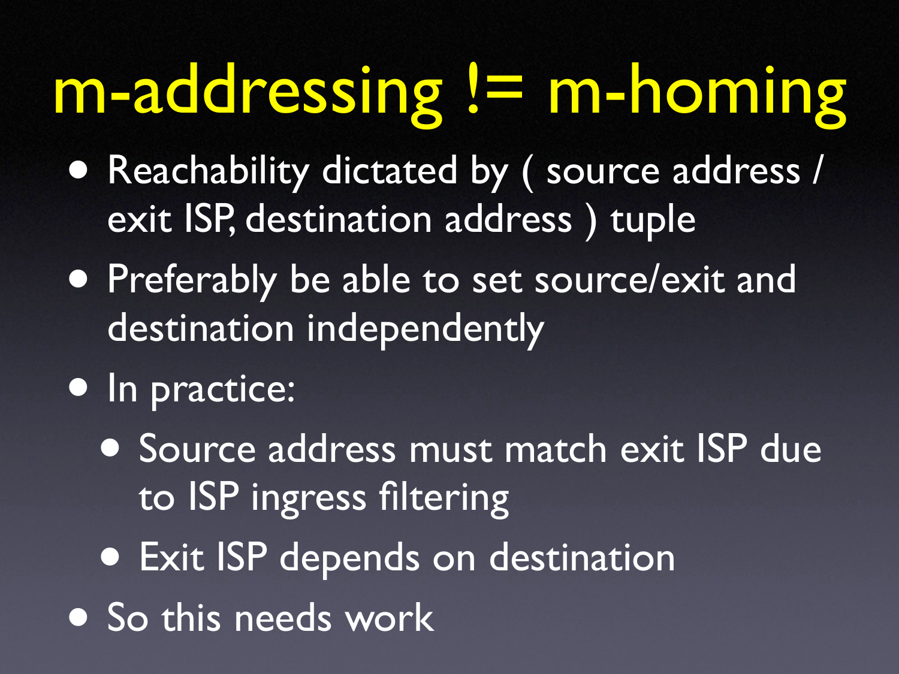# m-addressing != m-homing

- Reachability dictated by ( source address / exit ISP, destination address ) tuple
- Preferably be able to set source/exit and destination independently
- In practice:
  - Source address must match exit ISP due to ISP ingress filtering
  - Exit ISP depends on destination
- So this needs work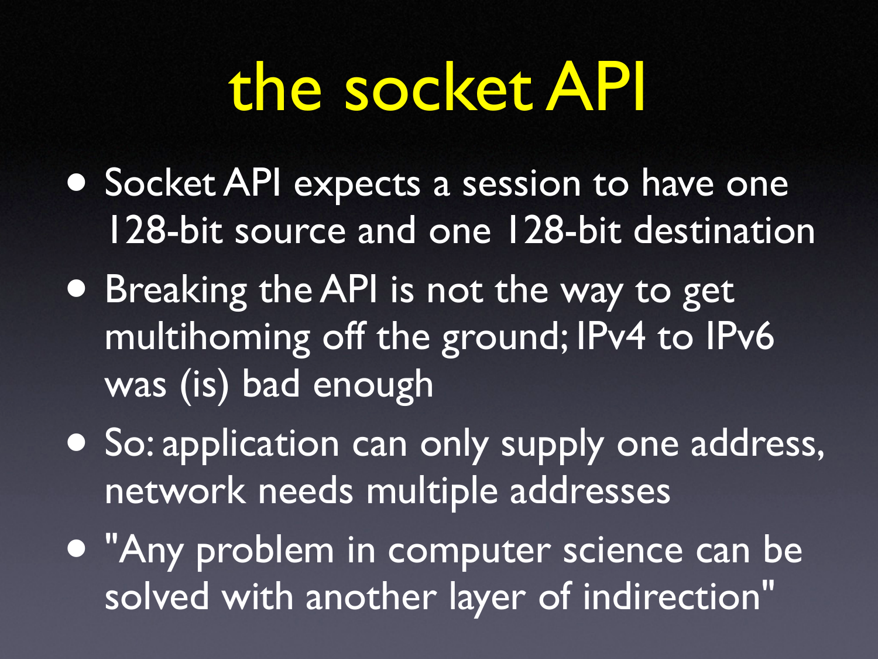# the socket API

- Socket API expects a session to have one 128-bit source and one 128-bit destination
- Breaking the API is not the way to get multihoming off the ground; IPv4 to IPv6 was (is) bad enough
- So: application can only supply one address, network needs multiple addresses
- "Any problem in computer science can be solved with another layer of indirection"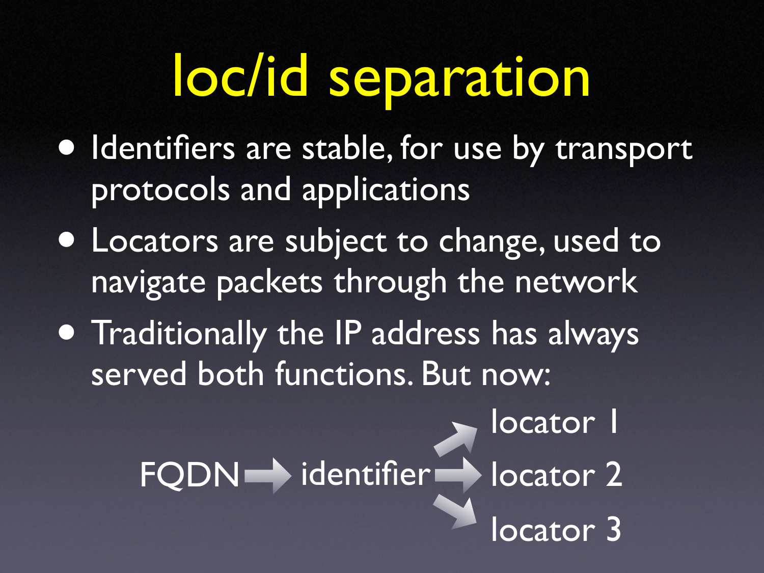# loc/id separation

- Identifiers are stable, for use by transport protocols and applications
- Locators are subject to change, used to navigate packets through the network
- Traditionally the IP address has always served both functions. But now:

FQDN → identifier → locator 1

FQDN → identifier → locator 2

FQDN → identifier → locator 3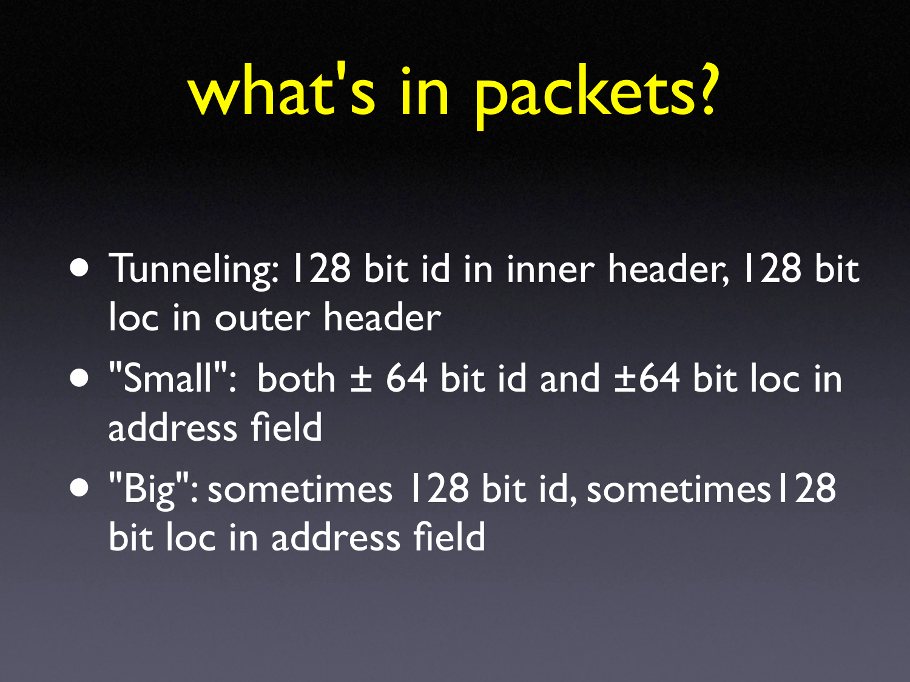# what's in packets?

- Tunneling: 128 bit id in inner header, 128 bit loc in outer header
- "Small": both ± 64 bit id and ±64 bit loc in address field
- "Big": sometimes 128 bit id, sometimes 128 bit loc in address field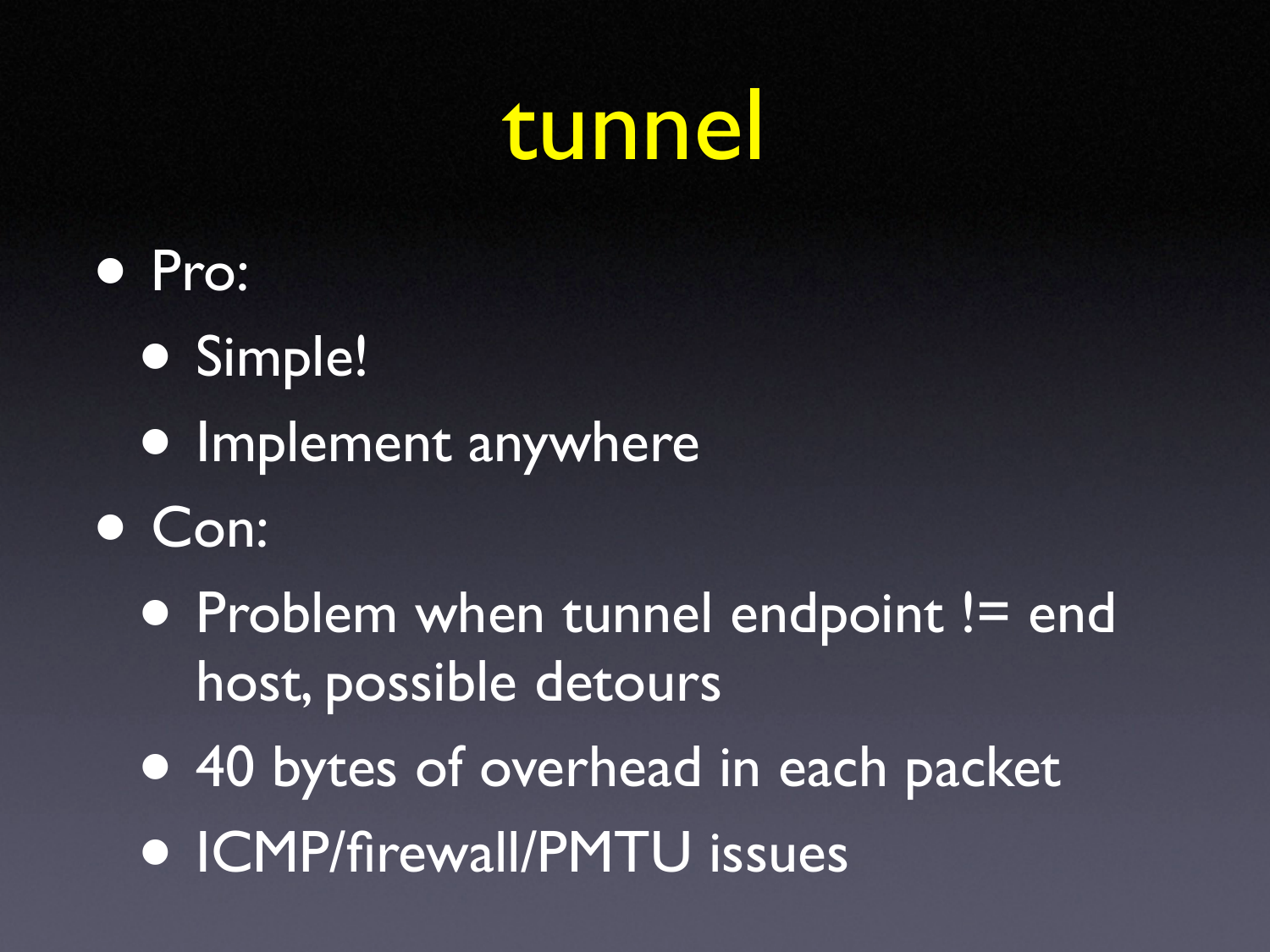# tunnel

- Pro:
  - Simple!
  - Implement anywhere
- Con:
  - Problem when tunnel endpoint != end host, possible detours
  - 40 bytes of overhead in each packet
  - ICMP/firewall/PMTU issues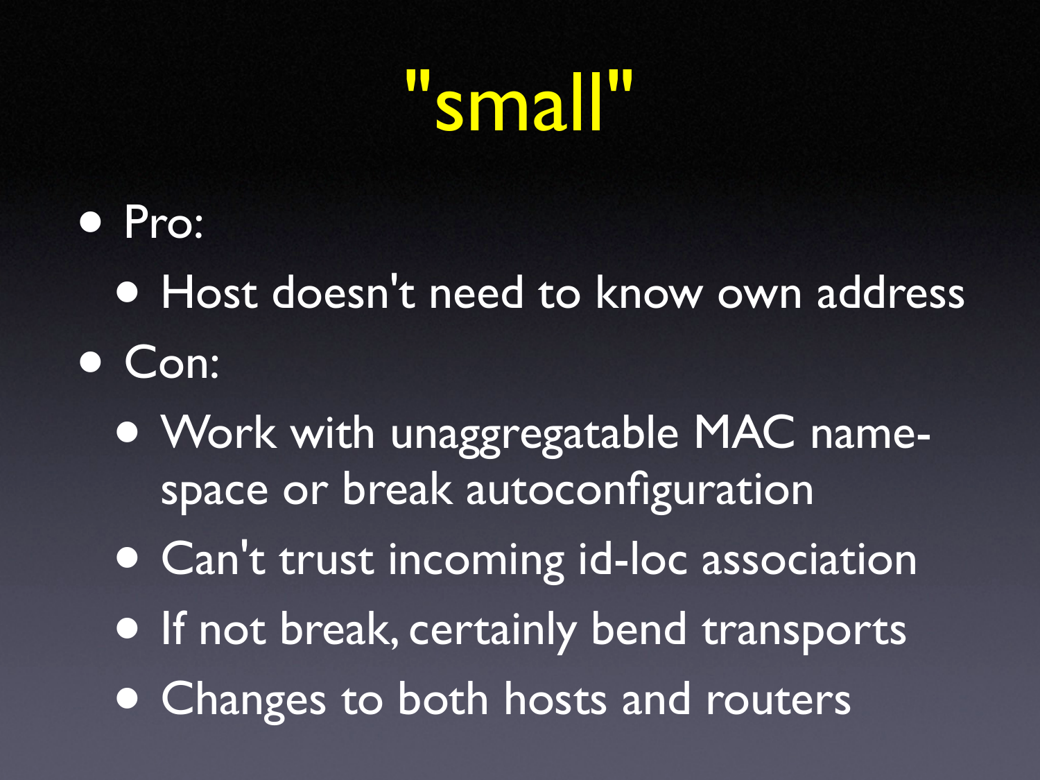# "small"

- Pro:
  - Host doesn't need to know own address
- Con:
  - Work with unaggregatable MAC name-space or break autoconfiguration
  - Can't trust incoming id-loc association
  - If not break, certainly bend transports
  - Changes to both hosts and routers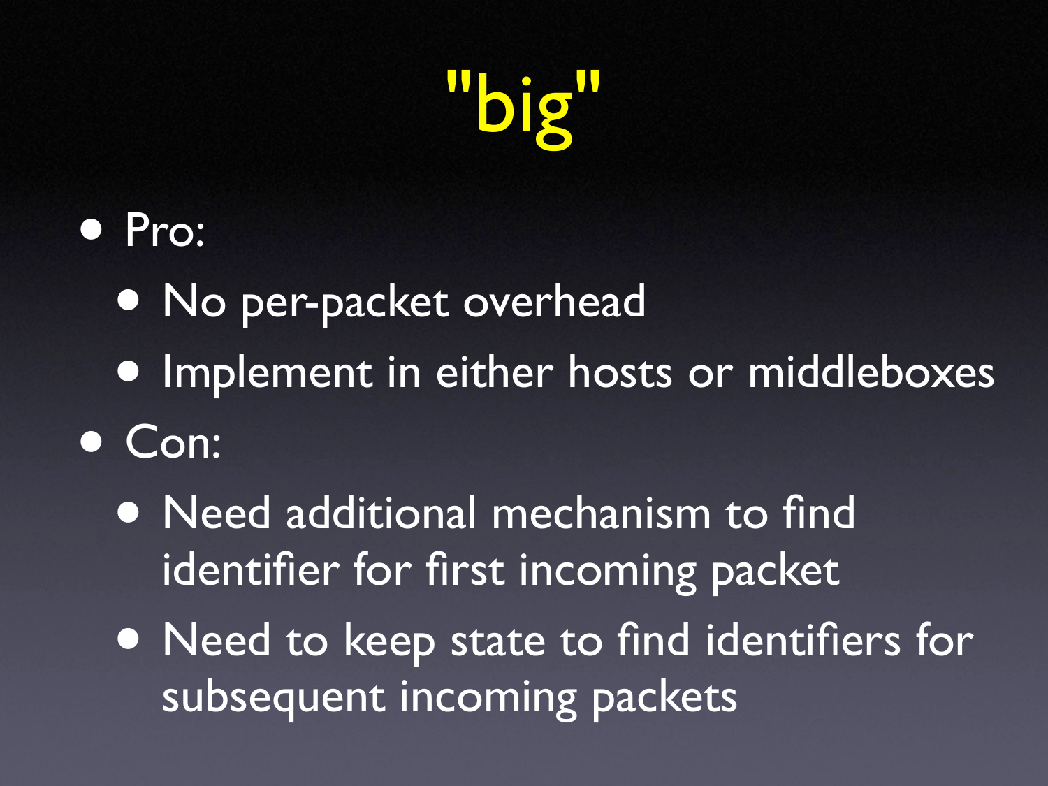# "big"

- Pro:
  - No per-packet overhead
  - Implement in either hosts or middleboxes
- Con:
  - Need additional mechanism to find identifier for first incoming packet
  - Need to keep state to find identifiers for subsequent incoming packets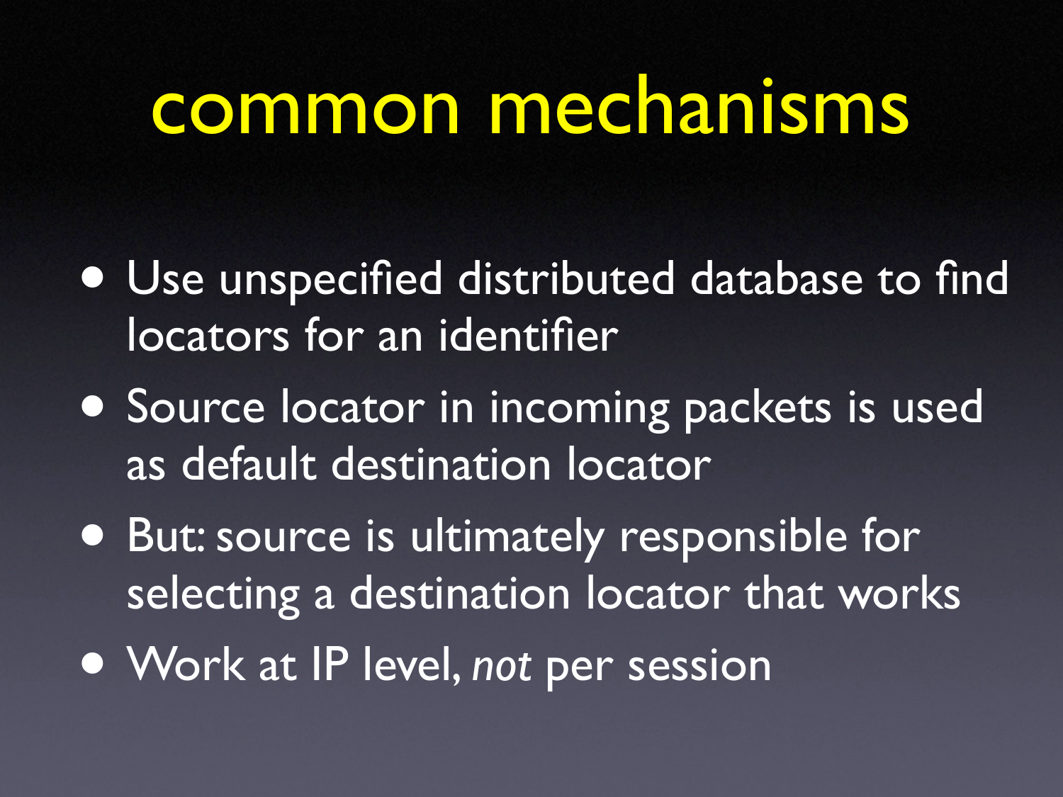# common mechanisms

- Use unspecified distributed database to find locators for an identifier
- Source locator in incoming packets is used as default destination locator
- But: source is ultimately responsible for selecting a destination locator that works
- Work at IP level, *not* per session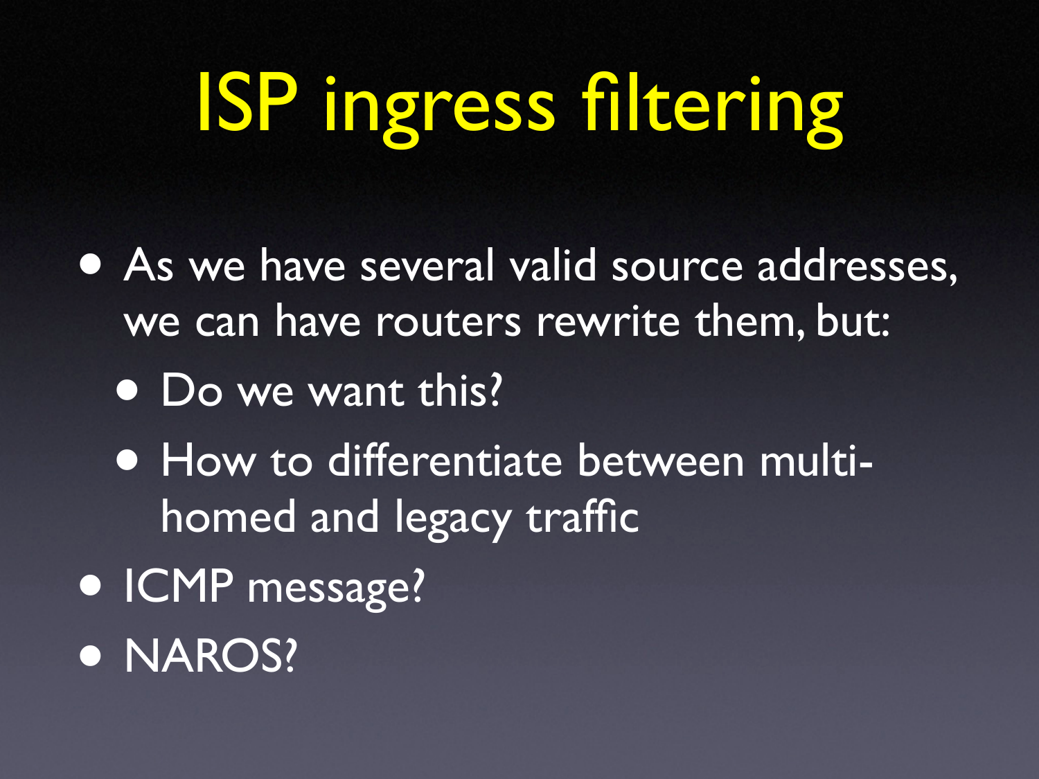# ISP ingress filtering

- As we have several valid source addresses, we can have routers rewrite them, but:
  - Do we want this?
  - How to differentiate between multi-homed and legacy traffic
- ICMP message?
- NAROS?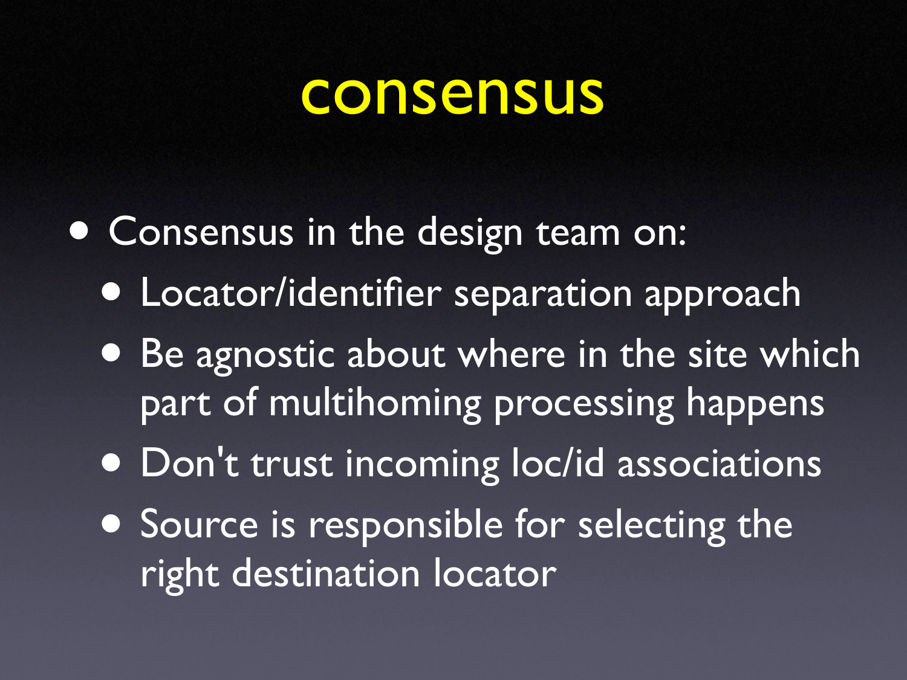# consensus

- Consensus in the design team on:
  - Locator/identifier separation approach
  - Be agnostic about where in the site which part of multihoming processing happens
  - Don't trust incoming loc/id associations
  - Source is responsible for selecting the right destination locator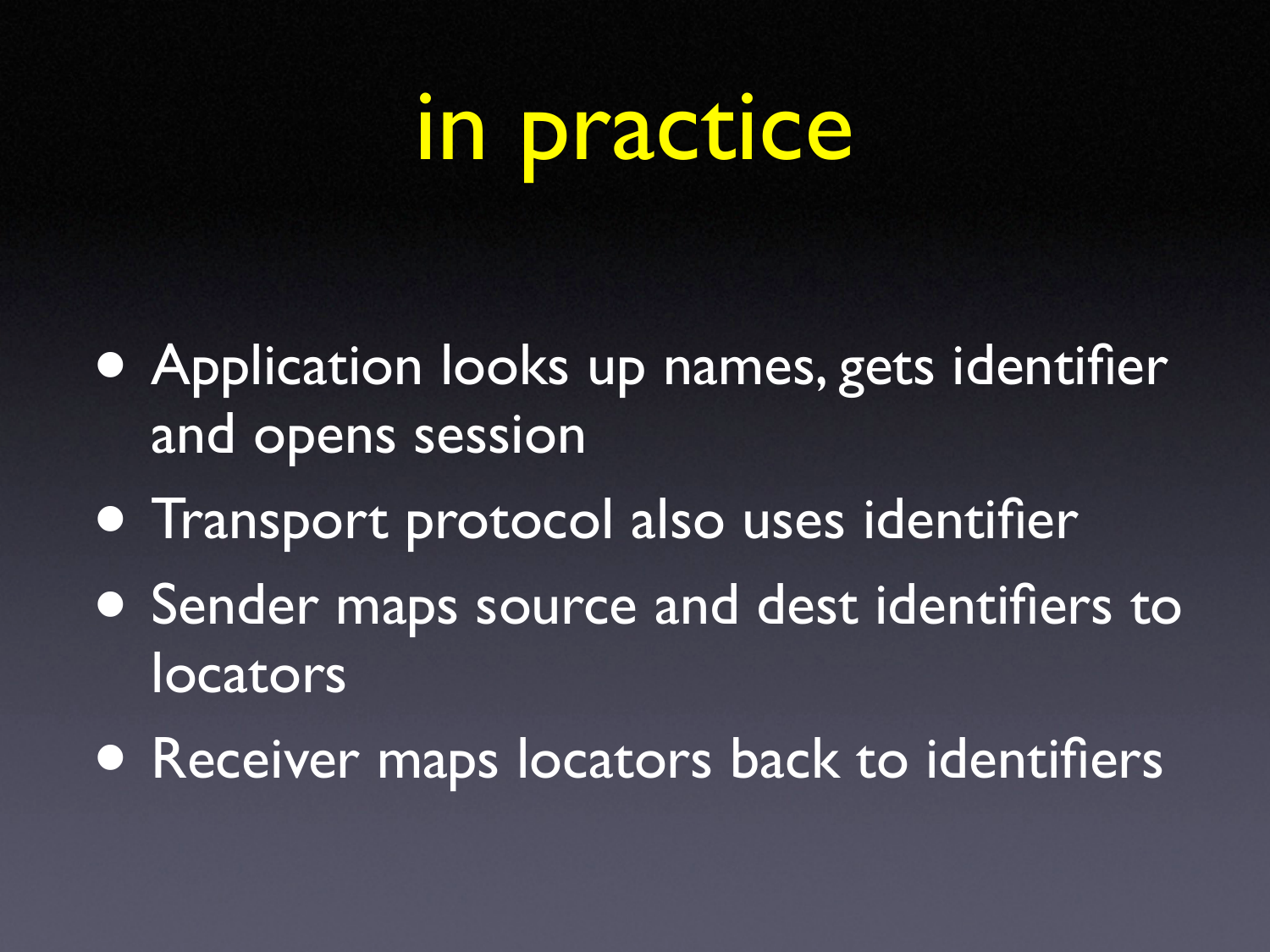# in practice

- Application looks up names, gets identifier and opens session
- Transport protocol also uses identifier
- Sender maps source and dest identifiers to locators
- Receiver maps locators back to identifiers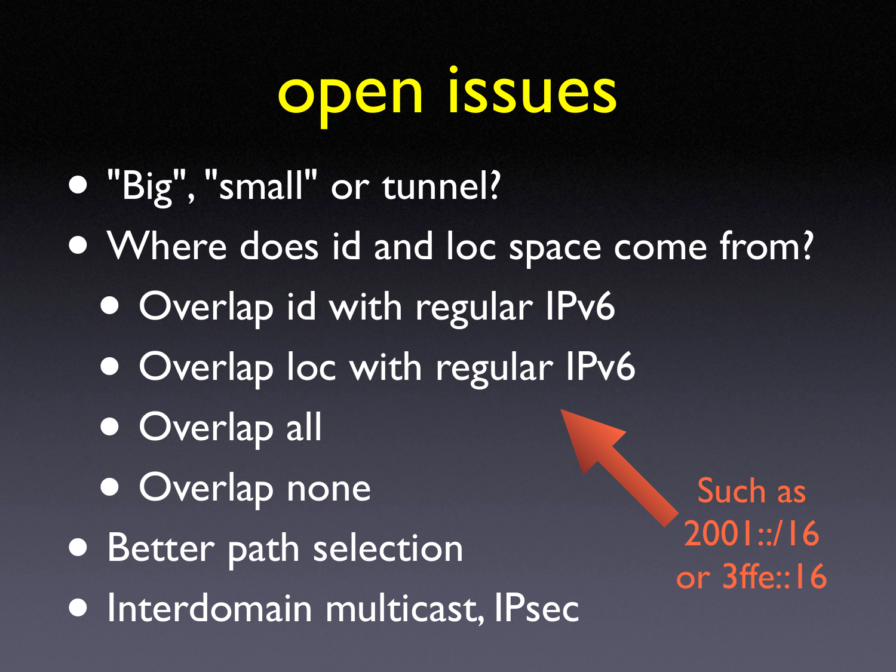# open issues

- "Big", "small" or tunnel?
- Where does id and loc space come from?
  - Overlap id with regular IPv6
  - Overlap loc with regular IPv6
  - Overlap all
  - Overlap none
- Better path selection
- Interdomain multicast, IPsec

Such as 2001::/16 or 3ffe::16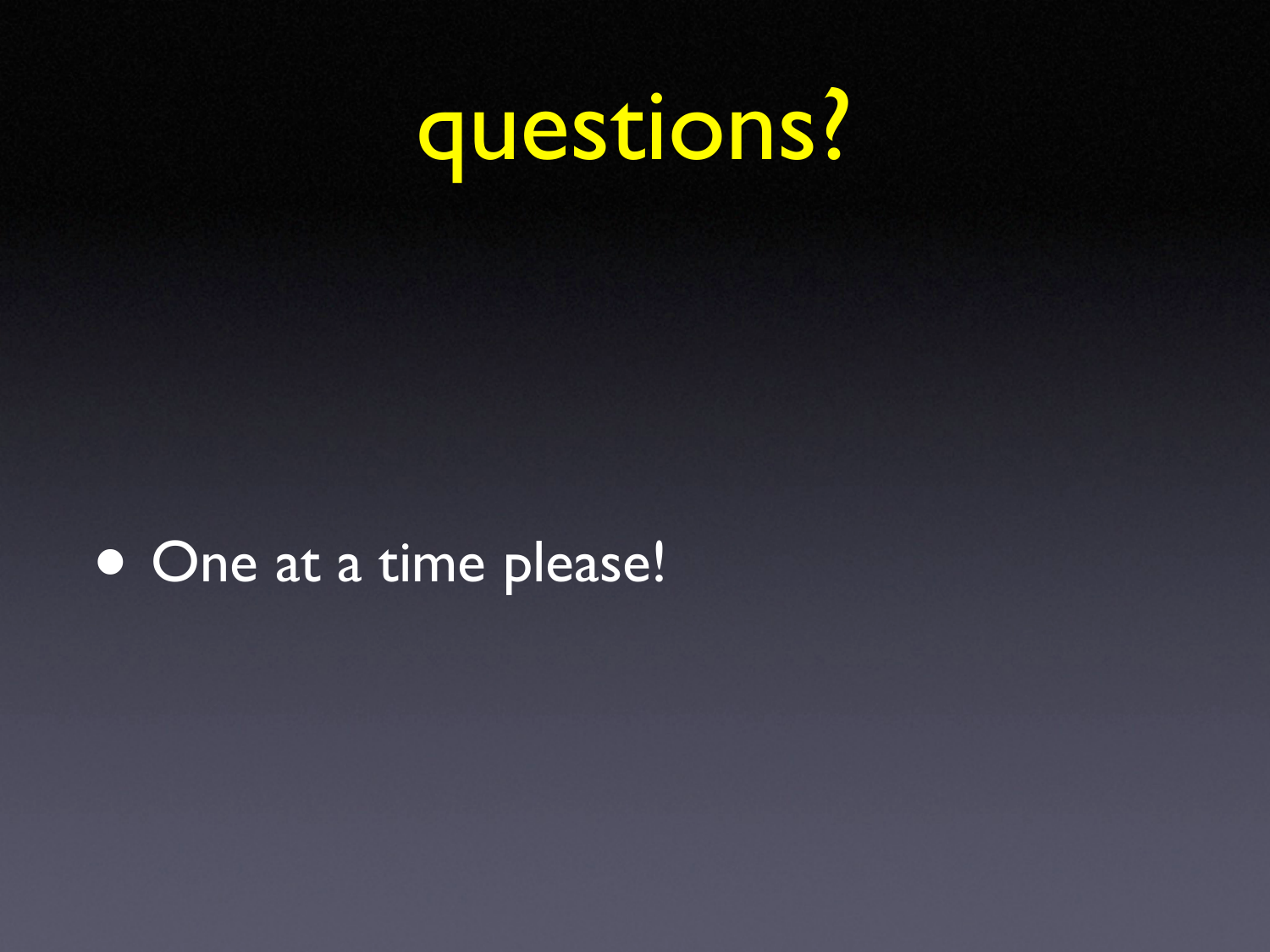# questions?

- One at a time please!